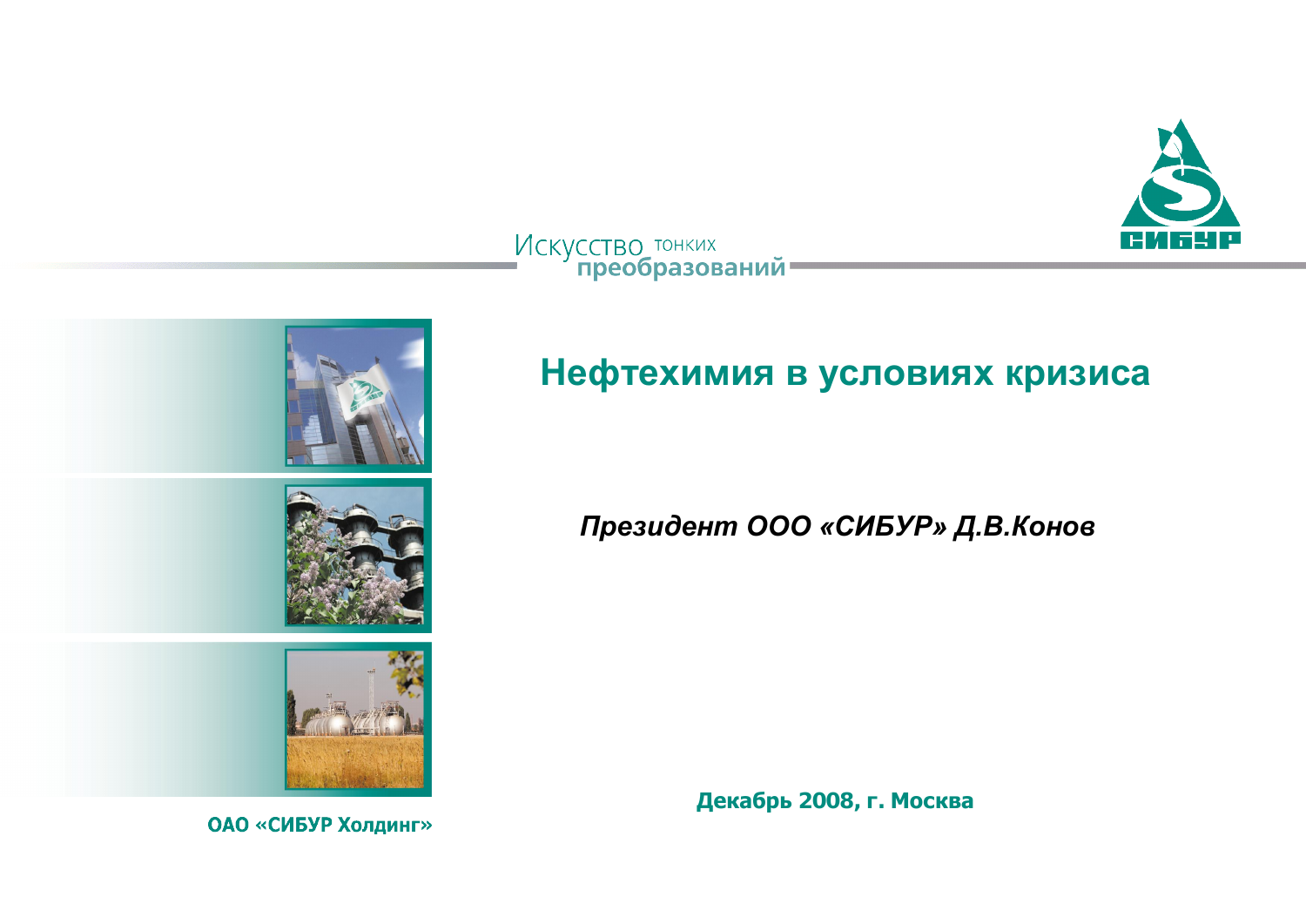Искусство тонких преобразований

СИБУР

# Нефтехимия в условиях кризиса

***Президент ООО «СИБУР» Д.В.Конов***

**Декабрь 2008, г. Москва**

**ОАО «СИБУР Холдинг»**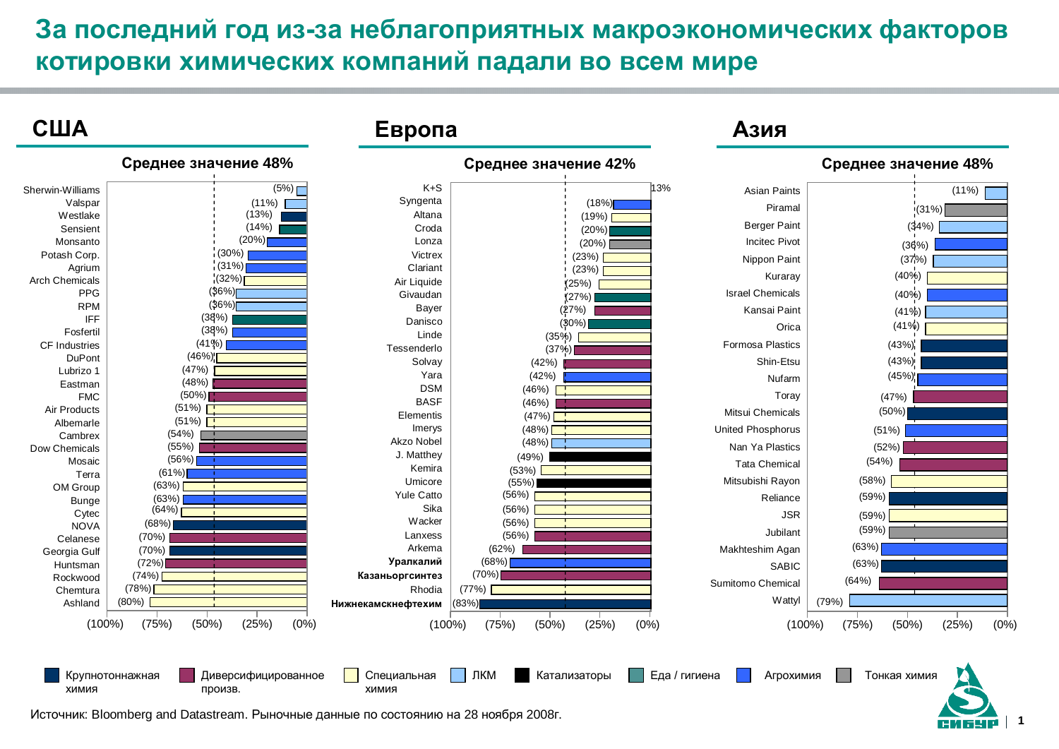# За последний год из-за неблагоприятных макроэкономических факторов котировки химических компаний падали во всем мире

## США

**Среднее значение 48%**

| Компания | Изменение |
|---|---|
| Sherwin-Williams | (5%) |
| Valspar | (11%) |
| Westlake | (13%) |
| Sensient | (14%) |
| Monsanto | (20%) |
| Potash Corp. | (30%) |
| Agrium | (31%) |
| Arch Chemicals | (32%) |
| PPG | (36%) |
| RPM | (36%) |
| IFF | (38%) |
| Fosfertil | (38%) |
| CF Industries | (41%) |
| DuPont | (46%) |
| Lubrizo 1 | (47%) |
| Eastman | (48%) |
| FMC | (50%) |
| Air Products | (51%) |
| Albemarle | (51%) |
| Cambrex | (54%) |
| Dow Chemicals | (55%) |
| Mosaic | (56%) |
| Terra | (61%) |
| OM Group | (63%) |
| Bunge | (63%) |
| Cytec | (64%) |
| NOVA | (68%) |
| Celanese | (70%) |
| Georgia Gulf | (70%) |
| Huntsman | (72%) |
| Rockwood | (74%) |
| Chemtura | (78%) |
| Ashland | (80%) |

## Европа

**Среднее значение 42%**

| Компания | Изменение |
|---|---|
| K+S | 13% |
| Syngenta | (18%) |
| Altana | (19%) |
| Croda | (20%) |
| Lonza | (20%) |
| Victrex | (23%) |
| Clariant | (23%) |
| Air Liquide | (25%) |
| Givaudan | (27%) |
| Bayer | (27%) |
| Danisco | (30%) |
| Linde | (35%) |
| Tessenderlo | (37%) |
| Solvay | (42%) |
| Yara | (42%) |
| DSM | (46%) |
| BASF | (46%) |
| Elementis | (47%) |
| Imerys | (48%) |
| Akzo Nobel | (48%) |
| J. Matthey | (49%) |
| Kemira | (53%) |
| Umicore | (55%) |
| Yule Catto | (56%) |
| Sika | (56%) |
| Wacker | (56%) |
| Lanxess | (56%) |
| Arkema | (62%) |
| **Уралкалий** | (68%) |
| **Казаньоргсинтез** | (70%) |
| Rhodia | (77%) |
| **Нижнекамскнефтехим** | (83%) |

## Азия

**Среднее значение 48%**

| Компания | Изменение |
|---|---|
| Asian Paints | (11%) |
| Piramal | (31%) |
| Berger Paint | (34%) |
| Incitec Pivot | (36%) |
| Nippon Paint | (37%) |
| Kuraray | (40%) |
| Israel Chemicals | (40%) |
| Kansai Paint | (41%) |
| Orica | (41%) |
| Formosa Plastics | (43%) |
| Shin-Etsu | (43%) |
| Nufarm | (45%) |
| Toray | (47%) |
| Mitsui Chemicals | (50%) |
| United Phosphorus | (51%) |
| Nan Ya Plastics | (52%) |
| Tata Chemical | (54%) |
| Mitsubishi Rayon | (58%) |
| Reliance | (59%) |
| JSR | (59%) |
| Jubilant | (59%) |
| Makhteshim Agan | (63%) |
| SABIC | (63%) |
| Sumitomo Chemical | (64%) |
| Wattyl | (79%) |

Шкала: (100%) (75%) (50%) (25%) (0%)

Легенда: Крупнотоннажная химия; Диверсифицированное произв.; Специальная химия; ЛКМ; Катализаторы; Еда / гигиена; Агрохимия; Тонкая химия

Источник: Bloomberg and Datastream. Рыночные данные по состоянию на 28 ноября 2008г.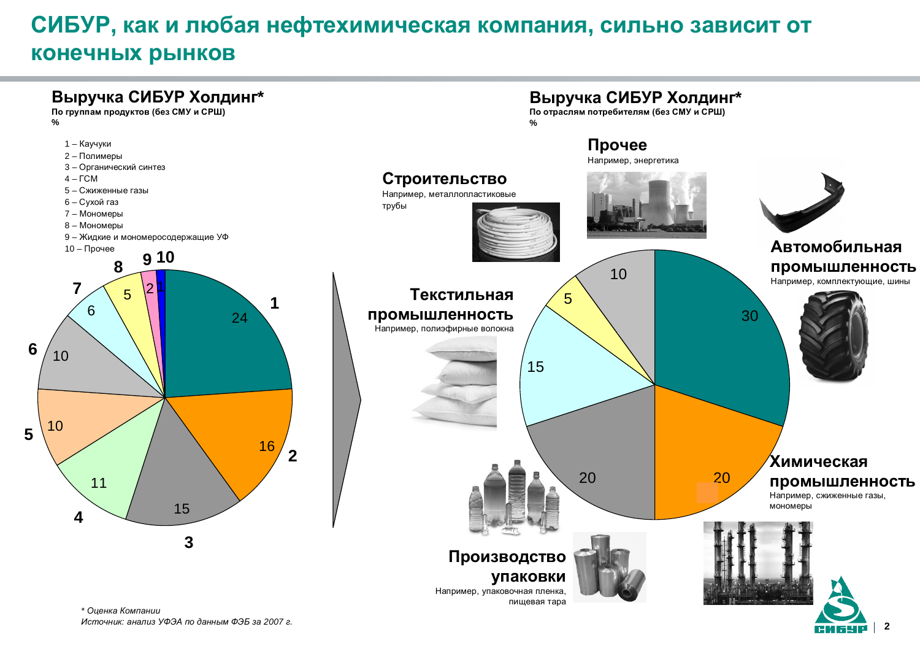# СИБУР, как и любая нефтехимическая компания, сильно зависит от конечных рынков

## Выручка СИБУР Холдинг*

**По группам продуктов (без СМУ и СРШ)**
**%**

1 – Каучуки
2 – Полимеры
3 – Органический синтез
4 – ГСМ
5 – Сжиженные газы
6 – Сухой газ
7 – Мономеры
8 – Мономеры
9 – Жидкие и мономеросодержащие УФ
10 – Прочее

| Группа | % |
|---|---|
| 1 | 24 |
| 2 | 16 |
| 3 | 15 |
| 4 | 11 |
| 5 | 10 |
| 6 | 10 |
| 7 | 6 |
| 8 | 5 |
| 9 | 2 |
| 10 | 1 |

## Выручка СИБУР Холдинг*

**По отраслям потребителям (без СМУ и СРШ)**
**%**

| Отрасль | % |
|---|---|
| Автомобильная промышленность (например, комплектующие, шины) | 30 |
| Химическая промышленность (например, сжиженные газы, мономеры) | 20 |
| Производство упаковки (например, упаковочная пленка, пищевая тара) | 20 |
| Текстильная промышленность (например, полиэфирные волокна) | 15 |
| Строительство (например, металлопластиковые трубы) | 5 |
| Прочее (например, энергетика) | 10 |

*\* Оценка Компании*
*Источник: анализ УФЭА по данным ФЭБ за 2007 г.*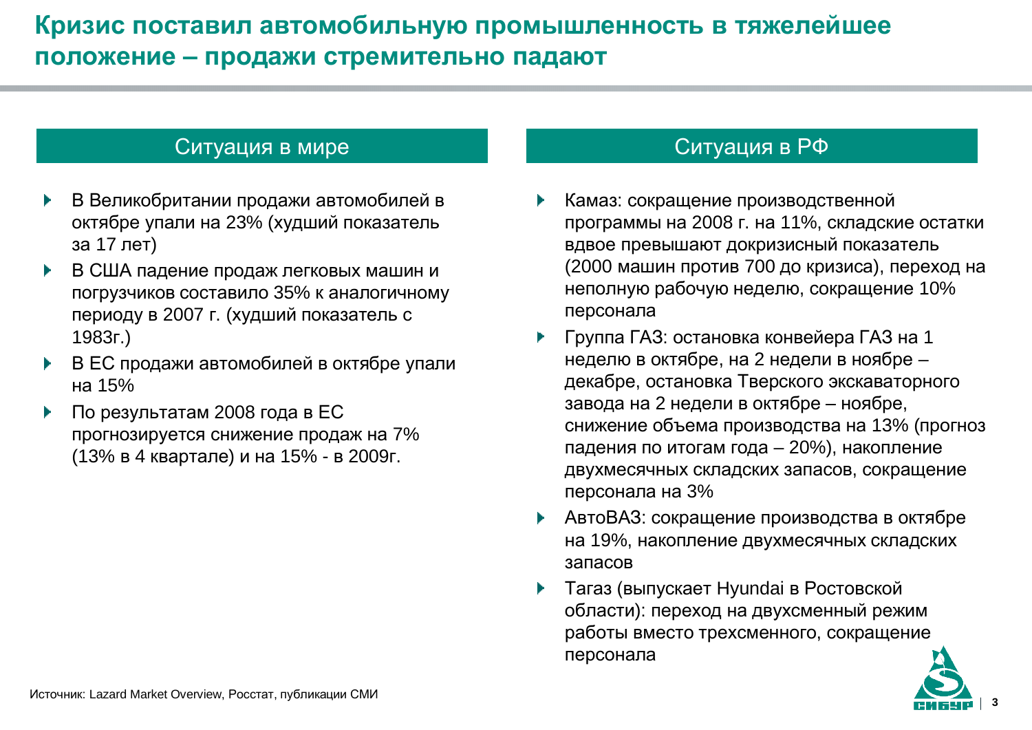# Кризис поставил автомобильную промышленность в тяжелейшее положение – продажи стремительно падают

## Ситуация в мире

- В Великобритании продажи автомобилей в октябре упали на 23% (худший показатель за 17 лет)
- В США падение продаж легковых машин и погрузчиков составило 35% к аналогичному периоду в 2007 г. (худший показатель с 1983г.)
- В ЕС продажи автомобилей в октябре упали на 15%
- По результатам 2008 года в ЕС прогнозируется снижение продаж на 7% (13% в 4 квартале) и на 15% - в 2009г.

## Ситуация в РФ

- Камаз: сокращение производственной программы на 2008 г. на 11%, складские остатки вдвое превышают докризисный показатель (2000 машин против 700 до кризиса), переход на неполную рабочую неделю, сокращение 10% персонала
- Группа ГАЗ: остановка конвейера ГАЗ на 1 неделю в октябре, на 2 недели в ноябре – декабре, остановка Тверского экскаваторного завода на 2 недели в октябре – ноябре, снижение объема производства на 13% (прогноз падения по итогам года – 20%), накопление двухмесячных складских запасов, сокращение персонала на 3%
- АвтоВАЗ: сокращение производства в октябре на 19%, накопление двухмесячных складских запасов
- Тагаз (выпускает Hyundai в Ростовской области): переход на двухсменный режим работы вместо трехсменного, сокращение персонала

Источник: Lazard Market Overview, Росстат, публикации СМИ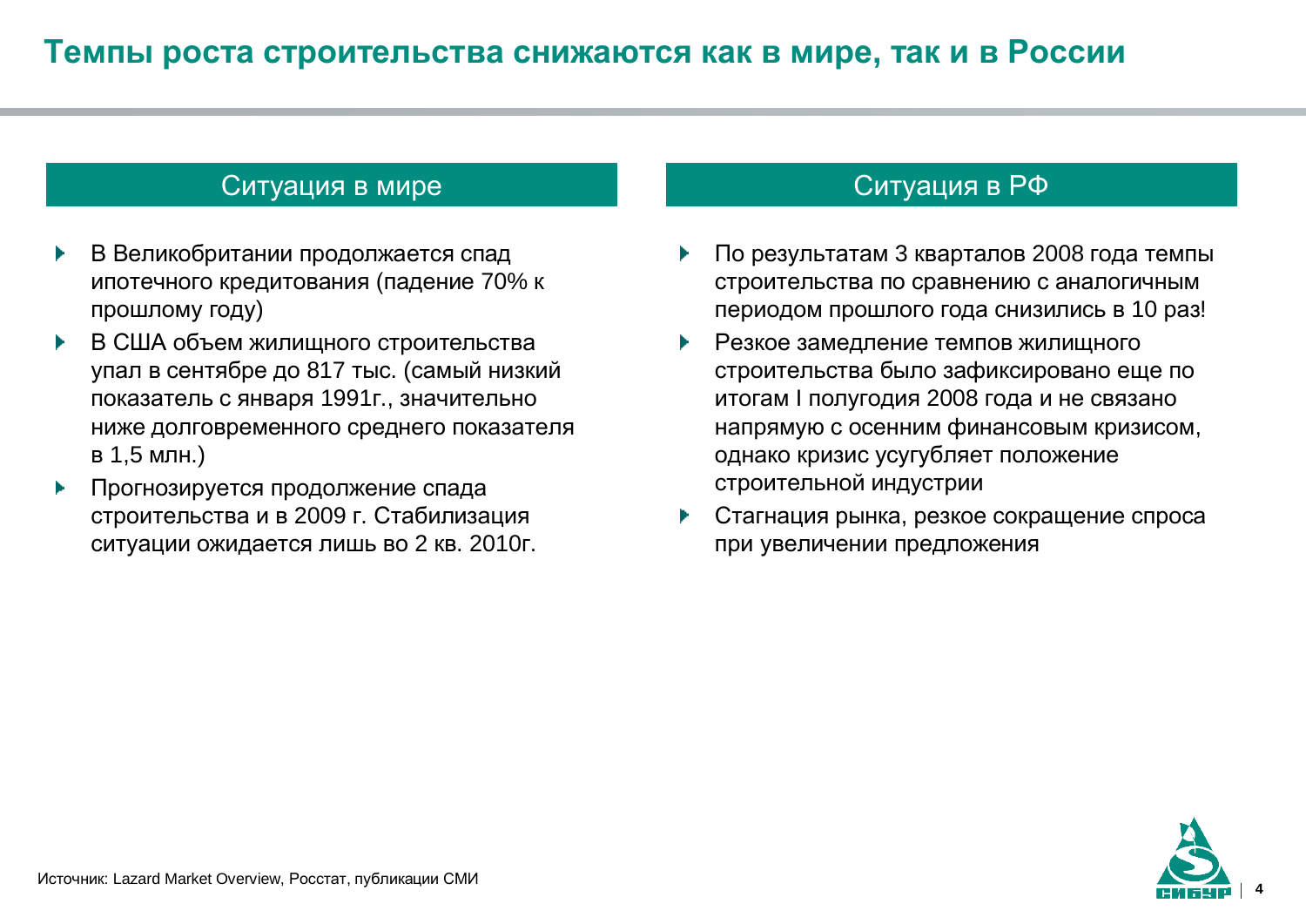# Темпы роста строительства снижаются как в мире, так и в России

## Ситуация в мире

- В Великобритании продолжается спад ипотечного кредитования (падение 70% к прошлому году)
- В США объем жилищного строительства упал в сентябре до 817 тыс. (самый низкий показатель с января 1991г., значительно ниже долговременного среднего показателя в 1,5 млн.)
- Прогнозируется продолжение спада строительства и в 2009 г. Стабилизация ситуации ожидается лишь во 2 кв. 2010г.

## Ситуация в РФ

- По результатам 3 кварталов 2008 года темпы строительства по сравнению с аналогичным периодом прошлого года снизились в 10 раз!
- Резкое замедление темпов жилищного строительства было зафиксировано еще по итогам I полугодия 2008 года и не связано напрямую с осенним финансовым кризисом, однако кризис усугубляет положение строительной индустрии
- Стагнация рынка, резкое сокращение спроса при увеличении предложения

Источник: Lazard Market Overview, Росстат, публикации СМИ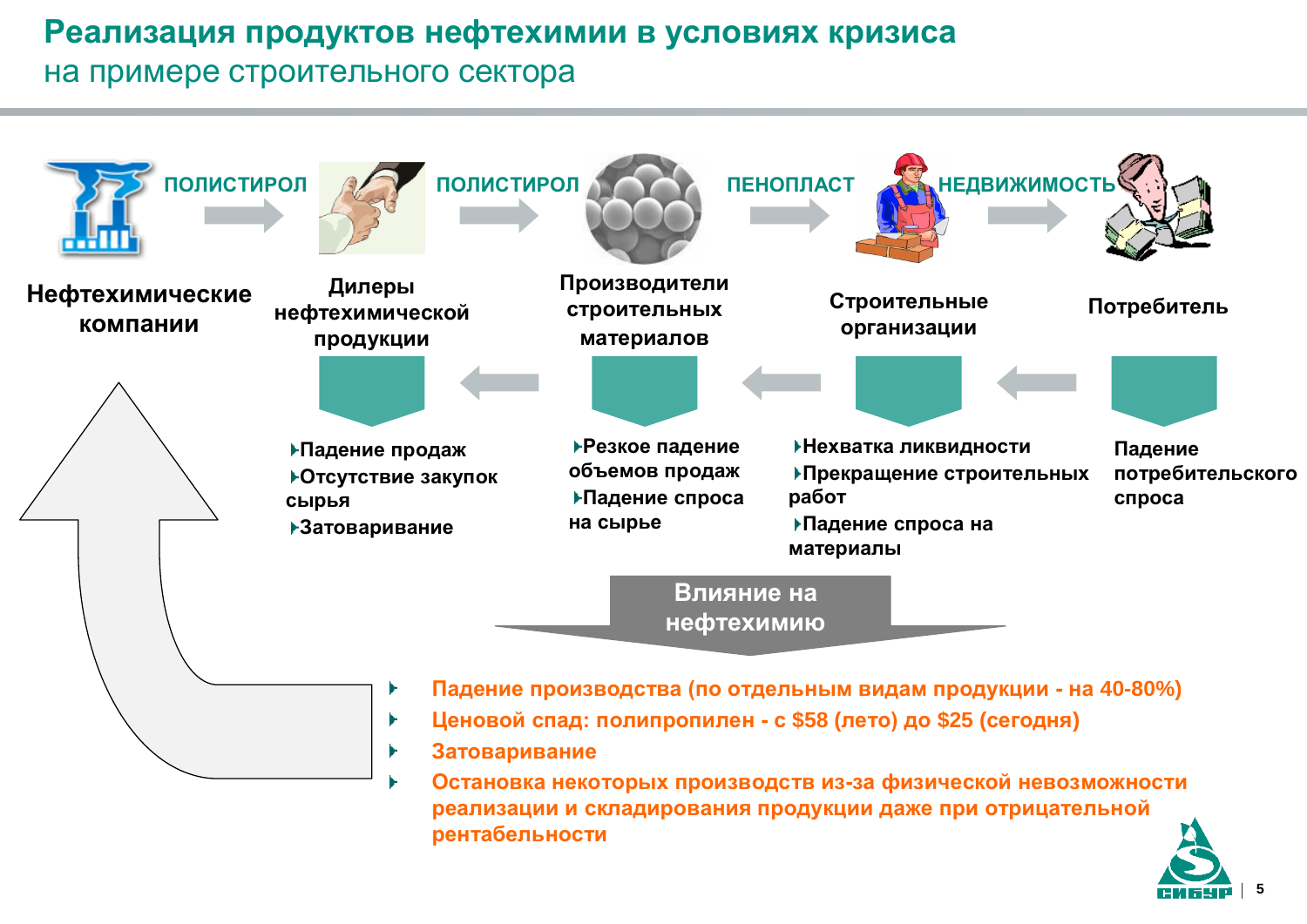# Реализация продуктов нефтехимии в условиях кризиса

## на примере строительного сектора

**Нефтехимические компании** → ПОЛИСТИРОЛ → **Дилеры нефтехимической продукции** → ПОЛИСТИРОЛ → **Производители строительных материалов** → ПЕНОПЛАСТ → **Строительные организации** → НЕДВИЖИМОСТЬ → **Потребитель**

**Дилеры нефтехимической продукции:**

- Падение продаж
- Отсутствие закупок сырья
- Затоваривание

**Производители строительных материалов:**

- Резкое падение объемов продаж
- Падение спроса на сырье

**Строительные организации:**

- Нехватка ликвидности
- Прекращение строительных работ
- Падение спроса на материалы

**Потребитель:**

Падение потребительского спроса

**Влияние на нефтехимию**

- Падение производства (по отдельным видам продукции - на 40-80%)
- Ценовой спад: полипропилен - с $58 (лето) до $25 (сегодня)
- Затоваривание
- Остановка некоторых производств из-за физической невозможности реализации и складирования продукции даже при отрицательной рентабельности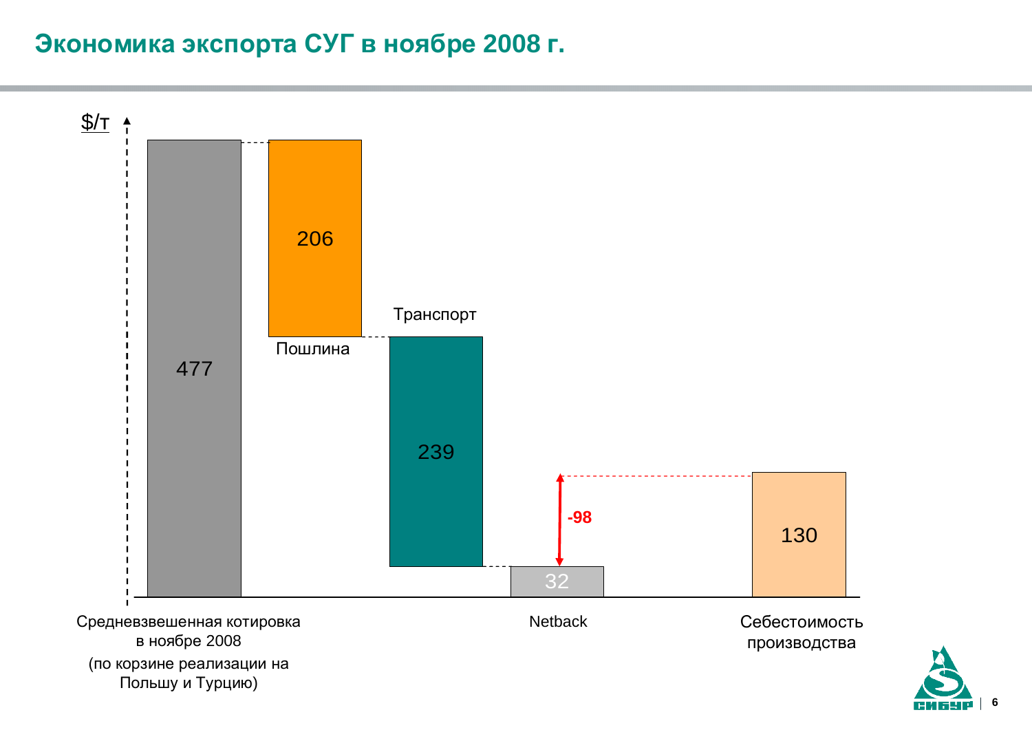# Экономика экспорта СУГ в ноябре 2008 г.

$/т

| Показатель | $/т |
|---|---|
| Средневзвешенная котировка в ноябре 2008 (по корзине реализации на Польшу и Турцию) | 477 |
| Пошлина | 206 |
| Транспорт | 239 |
| Netback | 32 |
| Себестоимость производства | 130 |

-98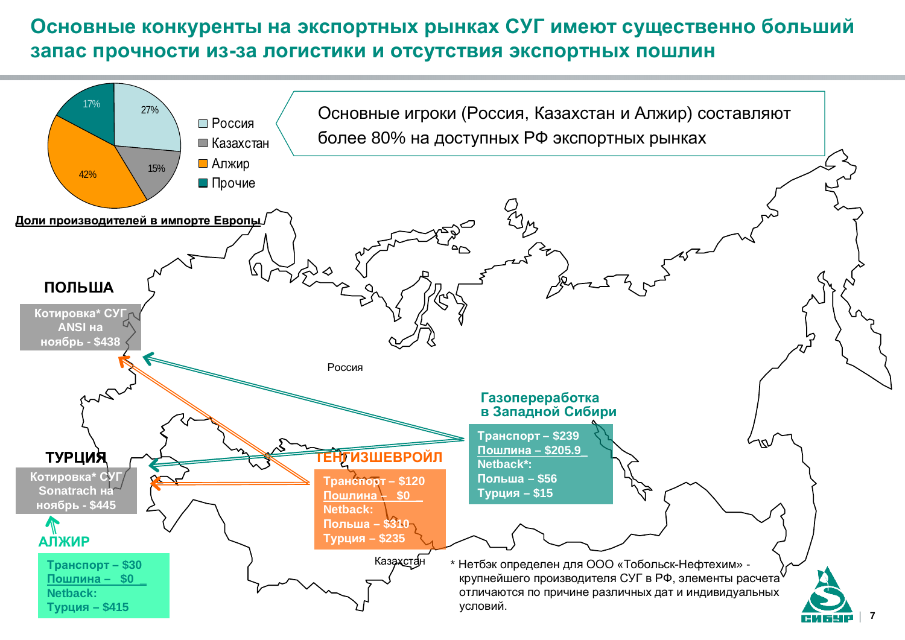# Основные конкуренты на экспортных рынках СУГ имеют существенно больший запас прочности из-за логистики и отсутствия экспортных пошлин

**Доли производителей в импорте Европы**

| Производитель | Доля |
|---|---|
| Россия | 27% |
| Казахстан | 15% |
| Алжир | 42% |
| Прочие | 17% |

Основные игроки (Россия, Казахстан и Алжир) составляют более 80% на доступных РФ экспортных рынках

**ПОЛЬША**

**Котировка* СУГ ANSI на ноябрь - $438**

**ТУРЦИЯ**

**Котировка* СУГ Sonatrach на ноябрь - $445**

**АЛЖИР**

**Транспорт – $30**
**Пошлина – $0**
**Netback:**
**Турция – $415**

**ТЕНГИЗШЕВРОЙЛ**

**Транспорт – $120**
**Пошлина – $0**
**Netback:**
**Польша – $310**
**Турция – $235**

**Газопереработка в Западной Сибири**

**Транспорт – $239**
**Пошлина – $205.9**
**Netback*:**
**Польша – $56**
**Турция – $15**

Россия

Казахстан

\* Нетбэк определен для ООО «Тобольск-Нефтехим» - крупнейшего производителя СУГ в РФ, элементы расчета отличаются по причине различных дат и индивидуальных условий.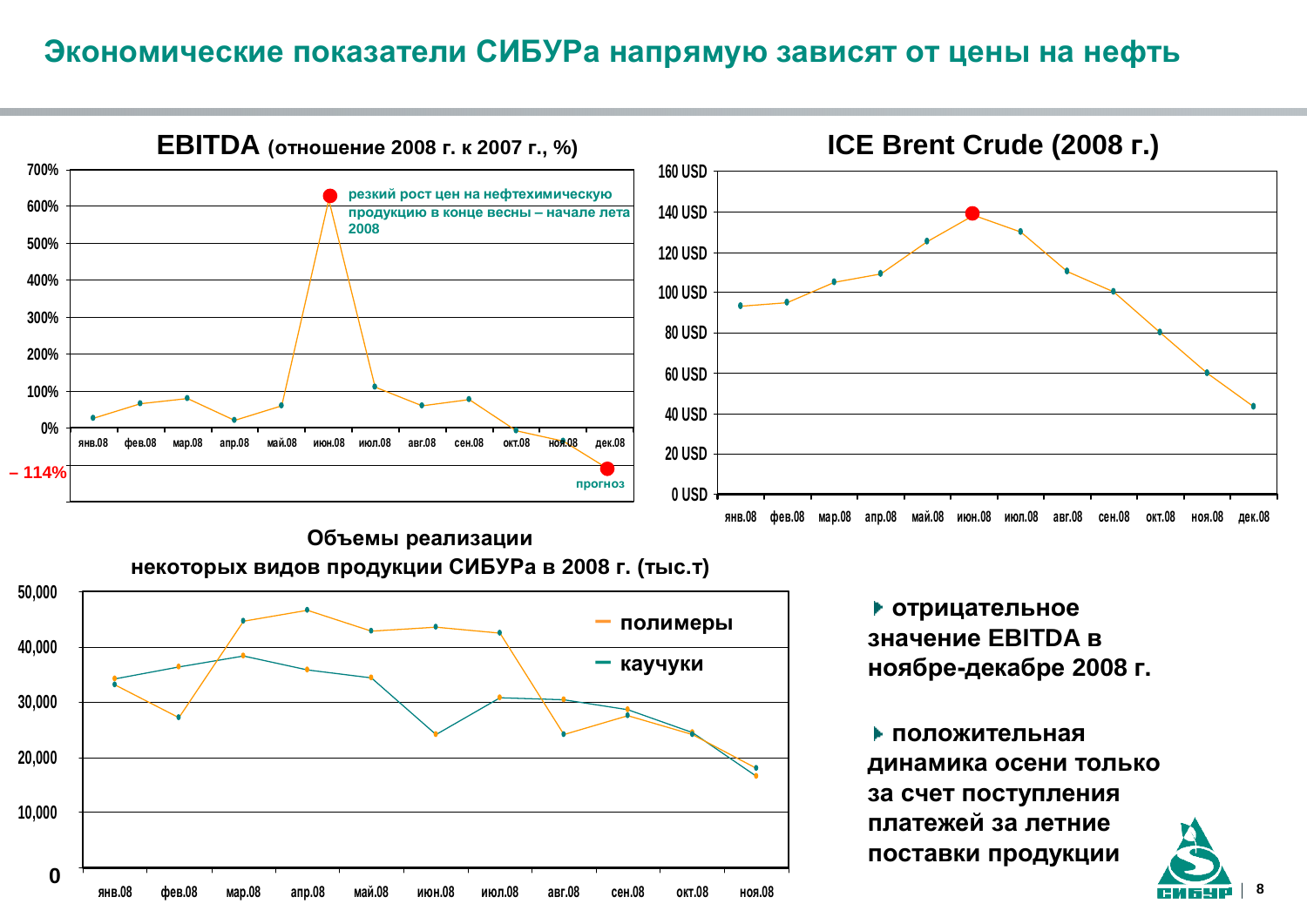# Экономические показатели СИБУРа напрямую зависят от цены на нефть

**EBITDA (отношение 2008 г. к 2007 г., %)**

резкий рост цен на нефтехимическую продукцию в конце весны – начале лета 2008

– 114%

прогноз

**ICE Brent Crude (2008 г.)**

**Объемы реализации некоторых видов продукции СИБУРа в 2008 г. (тыс.т)**

— полимеры
— каучуки

- отрицательное значение EBITDA в ноябре-декабре 2008 г.
- положительная динамика осени только за счет поступления платежей за летние поставки продукции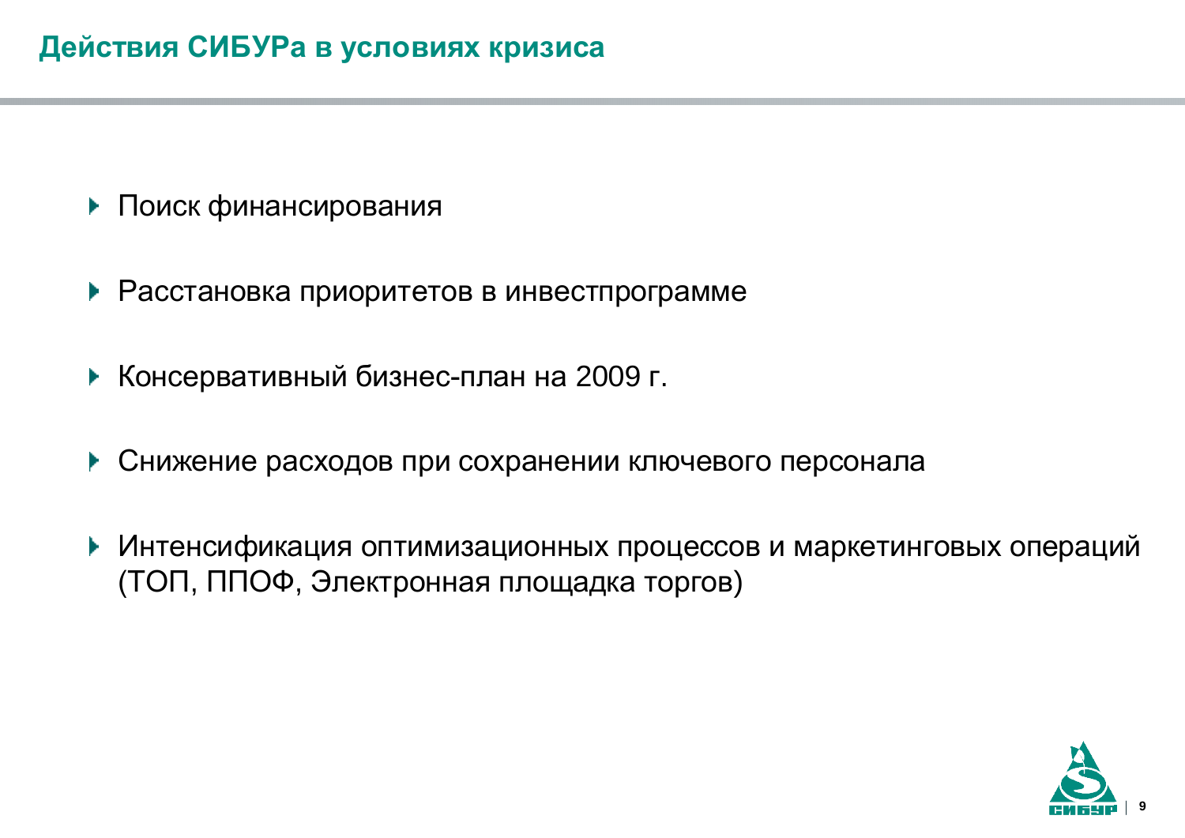# Действия СИБУРа в условиях кризиса

- Поиск финансирования
- Расстановка приоритетов в инвестпрограмме
- Консервативный бизнес-план на 2009 г.
- Снижение расходов при сохранении ключевого персонала
- Интенсификация оптимизационных процессов и маркетинговых операций (ТОП, ППОФ, Электронная площадка торгов)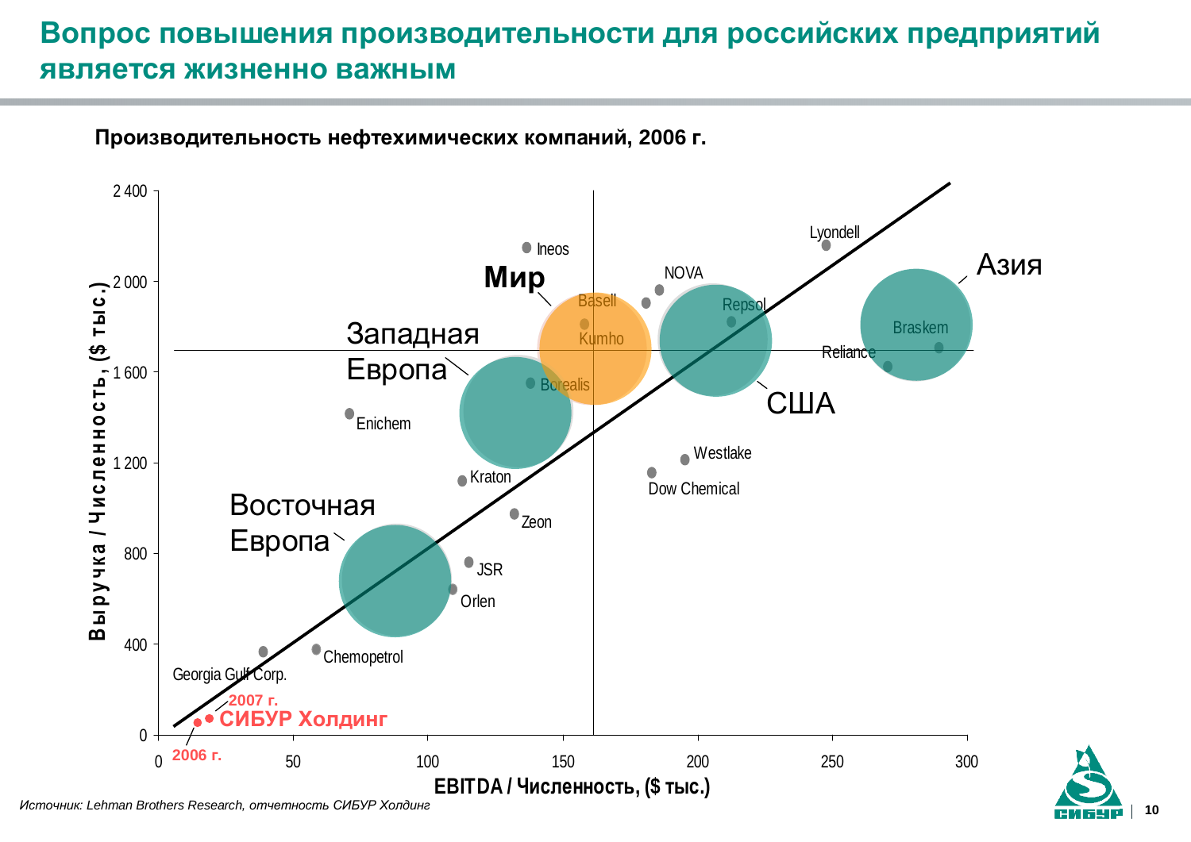# Вопрос повышения производительности для российских предприятий является жизненно важным

**Производительность нефтехимических компаний, 2006 г.**

Выручка / Численность, ($ тыс.)

EBITDA / Численность, ($ тыс.)

Мир

Западная Европа

Восточная Европа

США

Азия

Ineos, Basell, Kumho, Borealis, NOVA, Repsol, Lyondell, Braskem, Reliance, Enichem, Kraton, Zeon, JSR, Orlen, Westlake, Dow Chemical, Chemopetrol, Georgia Gulf Corp.

СИБУР Холдинг (2006 г., 2007 г.)

*Источник: Lehman Brothers Research, отчетность СИБУР Холдинг*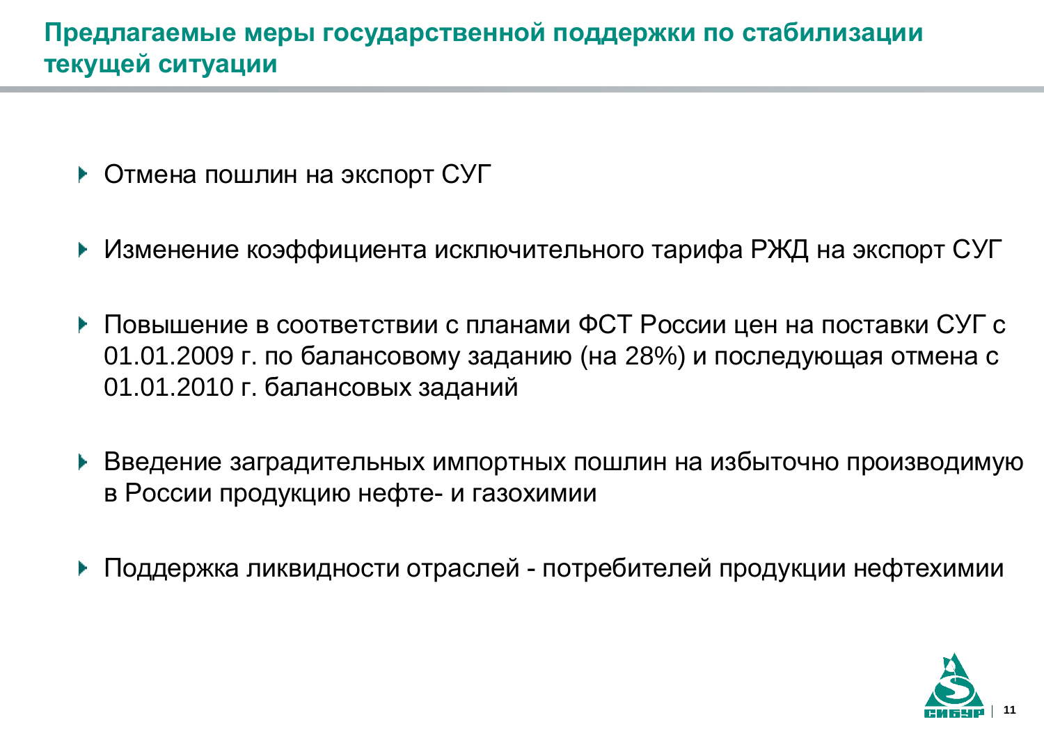## Предлагаемые меры государственной поддержки по стабилизации текущей ситуации

- Отмена пошлин на экспорт СУГ
- Изменение коэффициента исключительного тарифа РЖД на экспорт СУГ
- Повышение в соответствии с планами ФСТ России цен на поставки СУГ с 01.01.2009 г. по балансовому заданию (на 28%) и последующая отмена с 01.01.2010 г. балансовых заданий
- Введение заградительных импортных пошлин на избыточно производимую в России продукцию нефте- и газохимии
- Поддержка ликвидности отраслей - потребителей продукции нефтехимии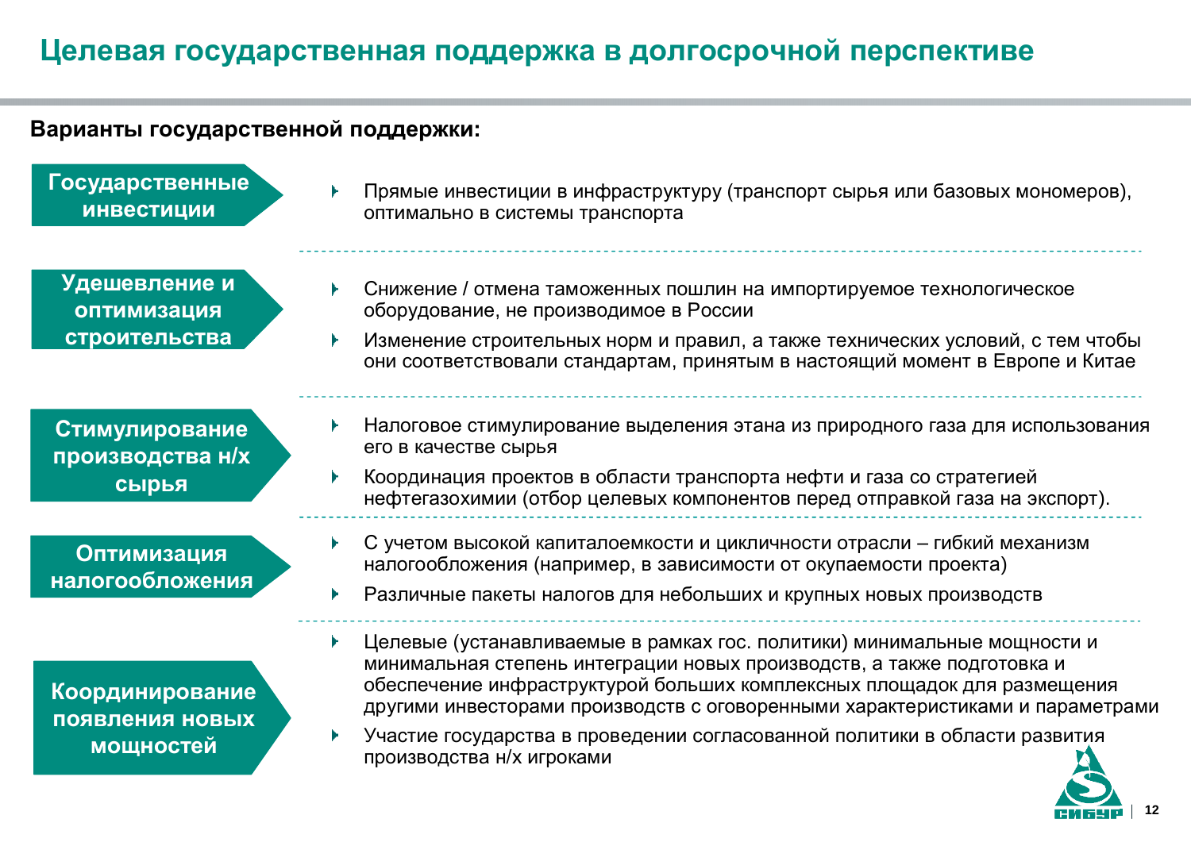# Целевая государственная поддержка в долгосрочной перспективе

**Варианты государственной поддержки:**

**Государственные инвестиции**

- Прямые инвестиции в инфраструктуру (транспорт сырья или базовых мономеров), оптимально в системы транспорта

**Удешевление и оптимизация строительства**

- Снижение / отмена таможенных пошлин на импортируемое технологическое оборудование, не производимое в России
- Изменение строительных норм и правил, а также технических условий, с тем чтобы они соответствовали стандартам, принятым в настоящий момент в Европе и Китае

**Стимулирование производства н/х сырья**

- Налоговое стимулирование выделения этана из природного газа для использования его в качестве сырья
- Координация проектов в области транспорта нефти и газа со стратегией нефтегазохимии (отбор целевых компонентов перед отправкой газа на экспорт).

**Оптимизация налогообложения**

- С учетом высокой капиталоемкости и цикличности отрасли – гибкий механизм налогообложения (например, в зависимости от окупаемости проекта)
- Различные пакеты налогов для небольших и крупных новых производств

**Координирование появления новых мощностей**

- Целевые (устанавливаемые в рамках гос. политики) минимальные мощности и минимальная степень интеграции новых производств, а также подготовка и обеспечение инфраструктурой больших комплексных площадок для размещения другими инвесторами производств с оговоренными характеристиками и параметрами
- Участие государства в проведении согласованной политики в области развития производства н/х игроками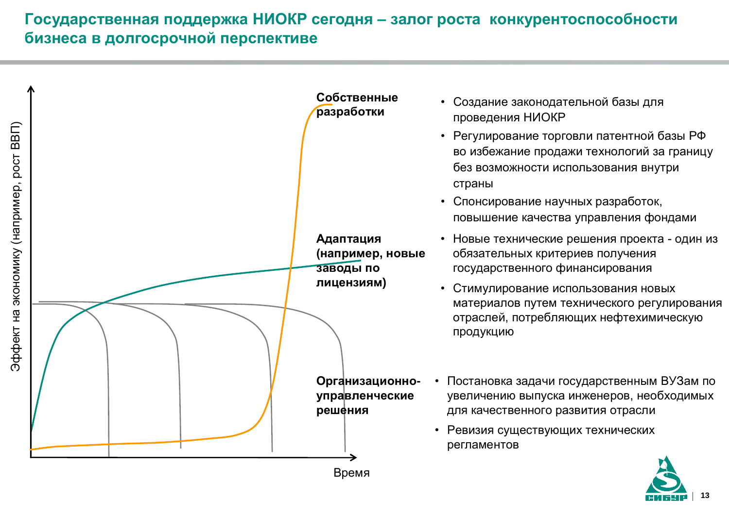# Государственная поддержка НИОКР сегодня – залог роста конкурентоспособности бизнеса в долгосрочной перспективе

Эффект на экономику (например, рост ВВП)

Время

**Собственные разработки**

- Создание законодательной базы для проведения НИОКР
- Регулирование торговли патентной базы РФ во избежание продажи технологий за границу без возможности использования внутри страны
- Спонсирование научных разработок, повышение качества управления фондами

**Адаптация (например, новые заводы по лицензиям)**

- Новые технические решения проекта - один из обязательных критериев получения государственного финансирования
- Стимулирование использования новых материалов путем технического регулирования отраслей, потребляющих нефтехимическую продукцию

**Организационно-управленческие решения**

- Постановка задачи государственным ВУЗам по увеличению выпуска инженеров, необходимых для качественного развития отрасли
- Ревизия существующих технических регламентов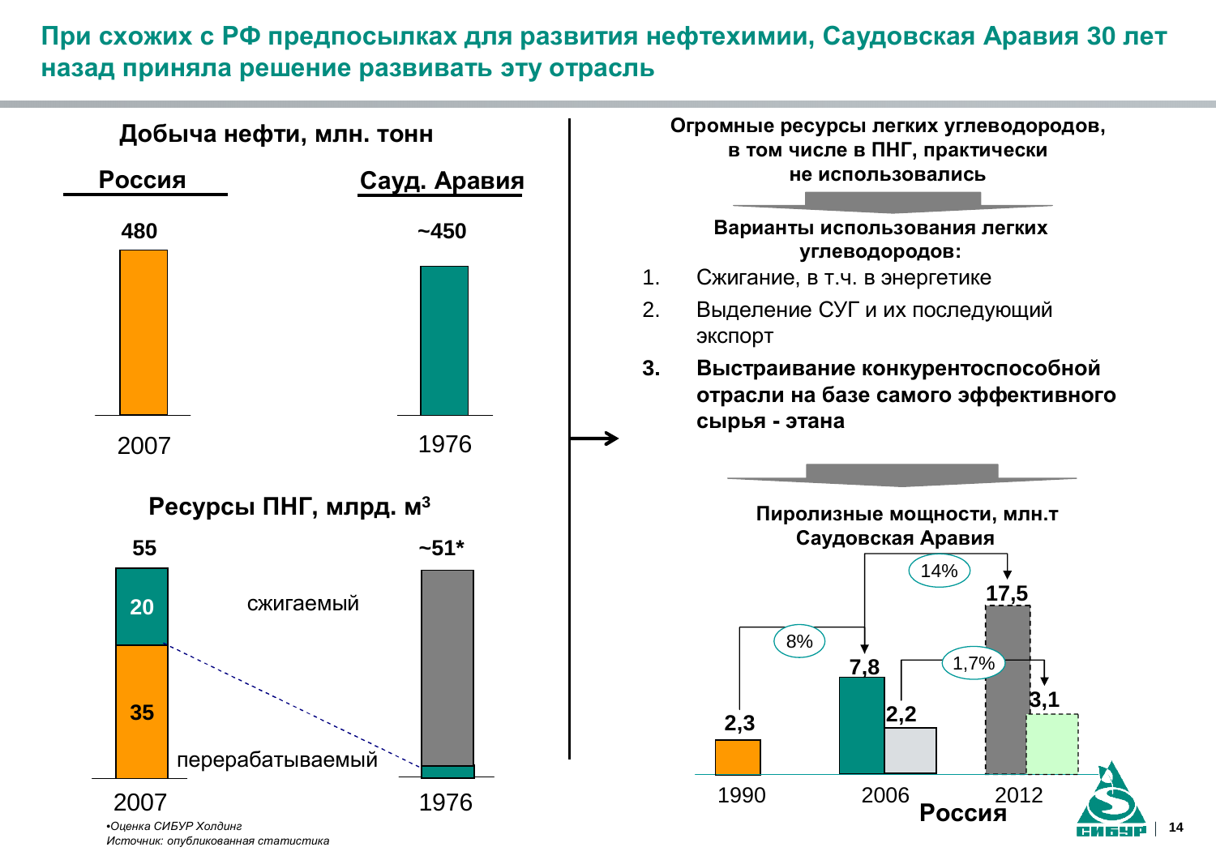# При схожих с РФ предпосылках для развития нефтехимии, Саудовская Аравия 30 лет назад приняла решение развивать эту отрасль

## Добыча нефти, млн. тонн

| | Россия | Сауд. Аравия |
|---|---|---|
| Год | 2007 | 1976 |
| Добыча | 480 | ~450 |

## Ресурсы ПНГ, млрд. м$^3$

| | Россия (2007) | Сауд. Аравия (1976) |
|---|---|---|
| Всего | 55 | ~51* |
| сжигаемый | 20 | |
| перерабатываемый | 35 | |

**Огромные ресурсы легких углеводородов, в том числе в ПНГ, практически не использовались**

**Варианты использования легких углеводородов:**

1. Сжигание, в т.ч. в энергетике
2. Выделение СУГ и их последующий экспорт
3. **Выстраивание конкурентоспособной отрасли на базе самого эффективного сырья - этана**

## Пиролизные мощности, млн.т

| Год | Саудовская Аравия | Россия |
|---|---|---|
| 1990 | 2,3 | |
| 2006 | 7,8 | 2,2 |
| 2012 | 17,5 | 3,1 |

Среднегодовой рост: Саудовская Аравия 1990–2006 — 8%; 2006–2012 — 14%; Россия 2006–2012 — 1,7%.

*Оценка СИБУР Холдинг*

*Источник: опубликованная статистика*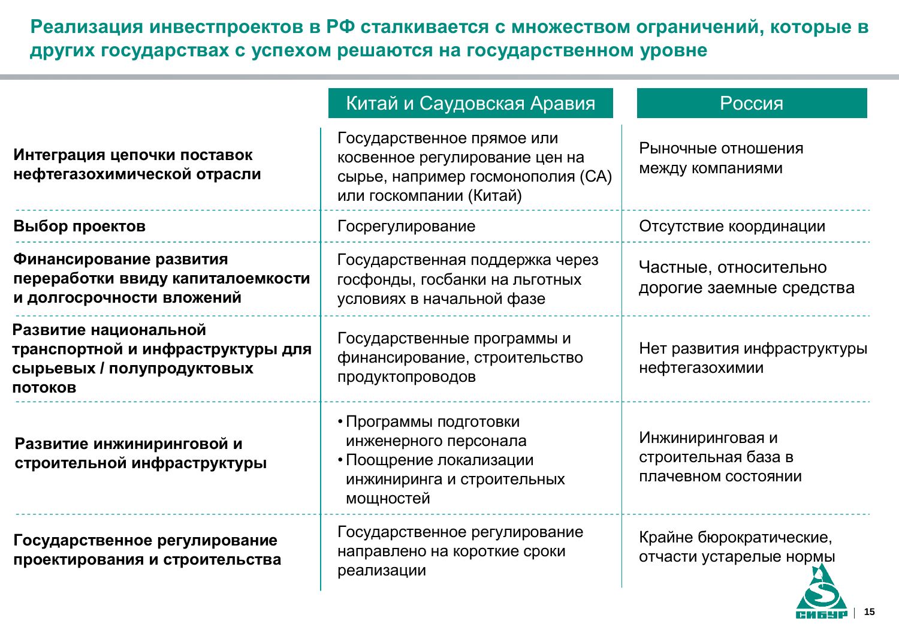# Реализация инвестпроектов в РФ сталкивается с множеством ограничений, которые в других государствах с успехом решаются на государственном уровне

| | Китай и Саудовская Аравия | Россия |
|---|---|---|
| **Интеграция цепочки поставок нефтегазохимической отрасли** | Государственное прямое или косвенное регулирование цен на сырье, например госмонополия (СА) или госкомпании (Китай) | Рыночные отношения между компаниями |
| **Выбор проектов** | Госрегулирование | Отсутствие координации |
| **Финансирование развития переработки ввиду капиталоемкости и долгосрочности вложений** | Государственная поддержка через госфонды, госбанки на льготных условиях в начальной фазе | Частные, относительно дорогие заемные средства |
| **Развитие национальной транспортной и инфраструктуры для сырьевых / полупродуктовых потоков** | Государственные программы и финансирование, строительство продуктопроводов | Нет развития инфраструктуры нефтегазохимии |
| **Развитие инжиниринговой и строительной инфраструктуры** | • Программы подготовки инженерного персонала<br>• Поощрение локализации инжиниринга и строительных мощностей | Инжиниринговая и строительная база в плачевном состоянии |
| **Государственное регулирование проектирования и строительства** | Государственное регулирование направлено на короткие сроки реализации | Крайне бюрократические, отчасти устарелые нормы |

СИБУР